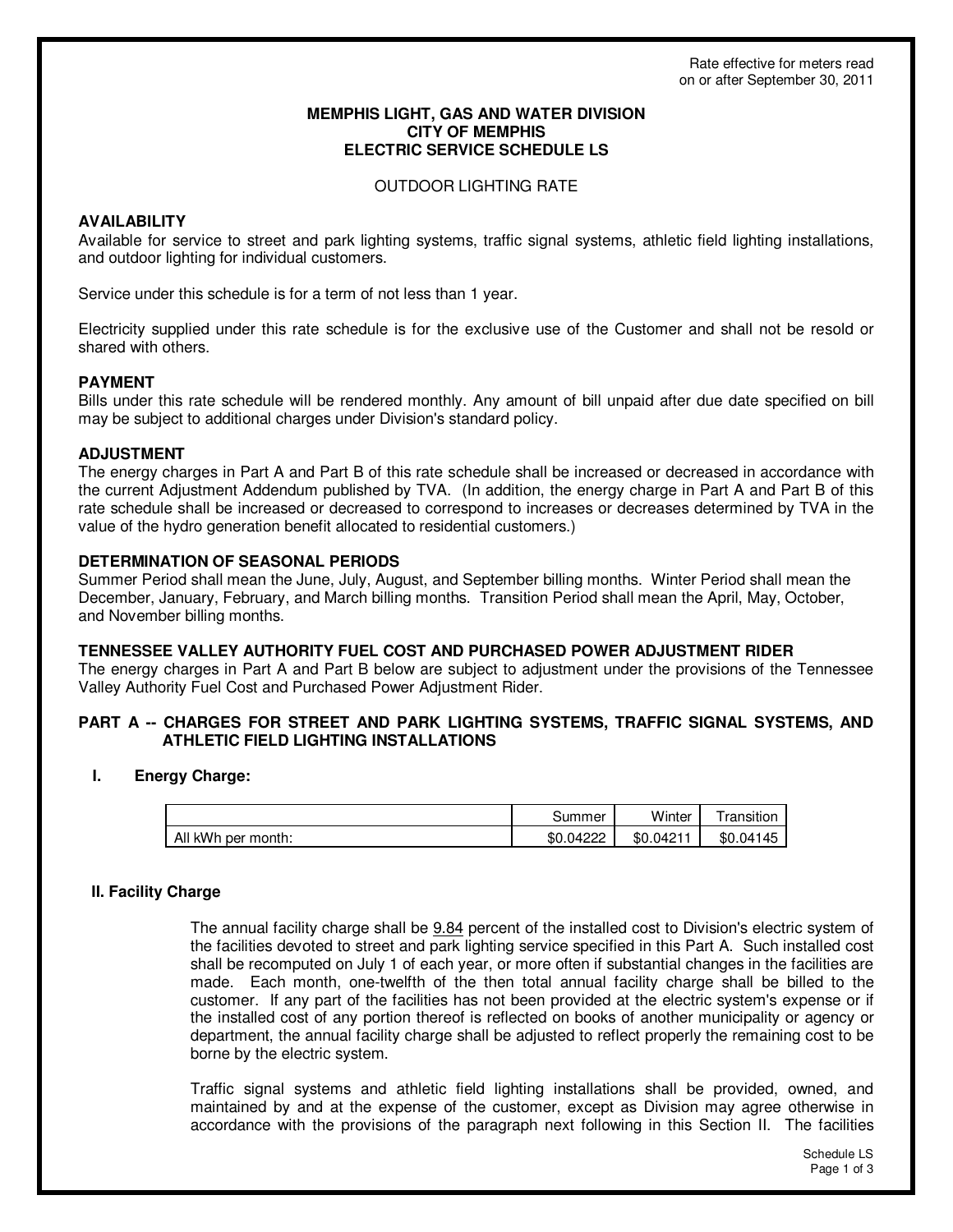Rate effective for meters read on or after September 30, 2011

# MEMPHIS LIGHT, GAS AND WATER DIVISION
# CITY OF MEMPHIS
# ELECTRIC SERVICE SCHEDULE LS

OUTDOOR LIGHTING RATE

## AVAILABILITY

Available for service to street and park lighting systems, traffic signal systems, athletic field lighting installations, and outdoor lighting for individual customers.

Service under this schedule is for a term of not less than 1 year.

Electricity supplied under this rate schedule is for the exclusive use of the Customer and shall not be resold or shared with others.

## PAYMENT

Bills under this rate schedule will be rendered monthly. Any amount of bill unpaid after due date specified on bill may be subject to additional charges under Division's standard policy.

## ADJUSTMENT

The energy charges in Part A and Part B of this rate schedule shall be increased or decreased in accordance with the current Adjustment Addendum published by TVA. (In addition, the energy charge in Part A and Part B of this rate schedule shall be increased or decreased to correspond to increases or decreases determined by TVA in the value of the hydro generation benefit allocated to residential customers.)

## DETERMINATION OF SEASONAL PERIODS

Summer Period shall mean the June, July, August, and September billing months. Winter Period shall mean the December, January, February, and March billing months. Transition Period shall mean the April, May, October, and November billing months.

## TENNESSEE VALLEY AUTHORITY FUEL COST AND PURCHASED POWER ADJUSTMENT RIDER

The energy charges in Part A and Part B below are subject to adjustment under the provisions of the Tennessee Valley Authority Fuel Cost and Purchased Power Adjustment Rider.

## PART A -- CHARGES FOR STREET AND PARK LIGHTING SYSTEMS, TRAFFIC SIGNAL SYSTEMS, AND ATHLETIC FIELD LIGHTING INSTALLATIONS

### I. Energy Charge:

| | Summer | Winter | Transition |
|---|---|---|---|
| All kWh per month: | $0.04222 | $0.04211 | $0.04145 |

### II. Facility Charge

The annual facility charge shall be 9.84 percent of the installed cost to Division's electric system of the facilities devoted to street and park lighting service specified in this Part A. Such installed cost shall be recomputed on July 1 of each year, or more often if substantial changes in the facilities are made. Each month, one-twelfth of the then total annual facility charge shall be billed to the customer. If any part of the facilities has not been provided at the electric system's expense or if the installed cost of any portion thereof is reflected on books of another municipality or agency or department, the annual facility charge shall be adjusted to reflect properly the remaining cost to be borne by the electric system.

Traffic signal systems and athletic field lighting installations shall be provided, owned, and maintained by and at the expense of the customer, except as Division may agree otherwise in accordance with the provisions of the paragraph next following in this Section II. The facilities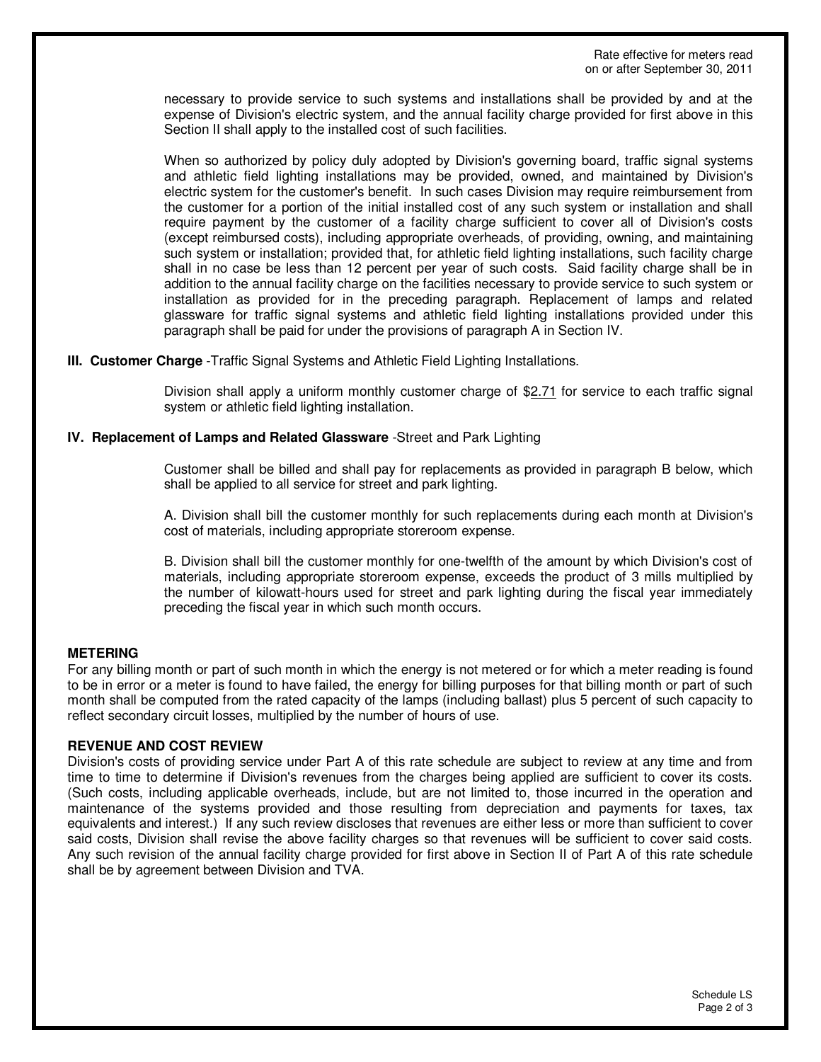necessary to provide service to such systems and installations shall be provided by and at the expense of Division's electric system, and the annual facility charge provided for first above in this Section II shall apply to the installed cost of such facilities.

When so authorized by policy duly adopted by Division's governing board, traffic signal systems and athletic field lighting installations may be provided, owned, and maintained by Division's electric system for the customer's benefit. In such cases Division may require reimbursement from the customer for a portion of the initial installed cost of any such system or installation and shall require payment by the customer of a facility charge sufficient to cover all of Division's costs (except reimbursed costs), including appropriate overheads, of providing, owning, and maintaining such system or installation; provided that, for athletic field lighting installations, such facility charge shall in no case be less than 12 percent per year of such costs. Said facility charge shall be in addition to the annual facility charge on the facilities necessary to provide service to such system or installation as provided for in the preceding paragraph. Replacement of lamps and related glassware for traffic signal systems and athletic field lighting installations provided under this paragraph shall be paid for under the provisions of paragraph A in Section IV.

**III. Customer Charge** -Traffic Signal Systems and Athletic Field Lighting Installations.

Division shall apply a uniform monthly customer charge of $2.71 for service to each traffic signal system or athletic field lighting installation.

**IV. Replacement of Lamps and Related Glassware** -Street and Park Lighting

Customer shall be billed and shall pay for replacements as provided in paragraph B below, which shall be applied to all service for street and park lighting.

A. Division shall bill the customer monthly for such replacements during each month at Division's cost of materials, including appropriate storeroom expense.

B. Division shall bill the customer monthly for one-twelfth of the amount by which Division's cost of materials, including appropriate storeroom expense, exceeds the product of 3 mills multiplied by the number of kilowatt-hours used for street and park lighting during the fiscal year immediately preceding the fiscal year in which such month occurs.

## METERING

For any billing month or part of such month in which the energy is not metered or for which a meter reading is found to be in error or a meter is found to have failed, the energy for billing purposes for that billing month or part of such month shall be computed from the rated capacity of the lamps (including ballast) plus 5 percent of such capacity to reflect secondary circuit losses, multiplied by the number of hours of use.

## REVENUE AND COST REVIEW

Division's costs of providing service under Part A of this rate schedule are subject to review at any time and from time to time to determine if Division's revenues from the charges being applied are sufficient to cover its costs. (Such costs, including applicable overheads, include, but are not limited to, those incurred in the operation and maintenance of the systems provided and those resulting from depreciation and payments for taxes, tax equivalents and interest.) If any such review discloses that revenues are either less or more than sufficient to cover said costs, Division shall revise the above facility charges so that revenues will be sufficient to cover said costs. Any such revision of the annual facility charge provided for first above in Section II of Part A of this rate schedule shall be by agreement between Division and TVA.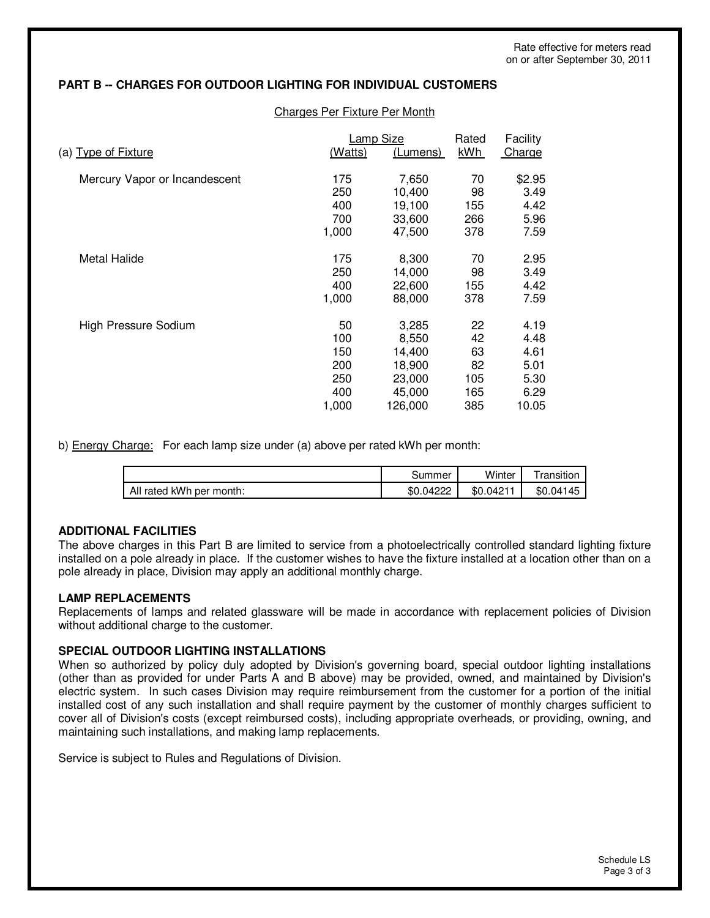Rate effective for meters read
on or after September 30, 2011

**PART B -- CHARGES FOR OUTDOOR LIGHTING FOR INDIVIDUAL CUSTOMERS**

Charges Per Fixture Per Month

| (a) Type of Fixture | Lamp Size (Watts) | Lamp Size (Lumens) | Rated kWh | Facility Charge |
|---|---|---|---|---|
| Mercury Vapor or Incandescent | 175 | 7,650 | 70 | $2.95 |
| | 250 | 10,400 | 98 | 3.49 |
| | 400 | 19,100 | 155 | 4.42 |
| | 700 | 33,600 | 266 | 5.96 |
| | 1,000 | 47,500 | 378 | 7.59 |
| Metal Halide | 175 | 8,300 | 70 | 2.95 |
| | 250 | 14,000 | 98 | 3.49 |
| | 400 | 22,600 | 155 | 4.42 |
| | 1,000 | 88,000 | 378 | 7.59 |
| High Pressure Sodium | 50 | 3,285 | 22 | 4.19 |
| | 100 | 8,550 | 42 | 4.48 |
| | 150 | 14,400 | 63 | 4.61 |
| | 200 | 18,900 | 82 | 5.01 |
| | 250 | 23,000 | 105 | 5.30 |
| | 400 | 45,000 | 165 | 6.29 |
| | 1,000 | 126,000 | 385 | 10.05 |

b) Energy Charge: For each lamp size under (a) above per rated kWh per month:

| | Summer | Winter | Transition |
|---|---|---|---|
| All rated kWh per month: | $0.04222 | $0.04211 | $0.04145 |

**ADDITIONAL FACILITIES**

The above charges in this Part B are limited to service from a photoelectrically controlled standard lighting fixture installed on a pole already in place. If the customer wishes to have the fixture installed at a location other than on a pole already in place, Division may apply an additional monthly charge.

**LAMP REPLACEMENTS**

Replacements of lamps and related glassware will be made in accordance with replacement policies of Division without additional charge to the customer.

**SPECIAL OUTDOOR LIGHTING INSTALLATIONS**

When so authorized by policy duly adopted by Division's governing board, special outdoor lighting installations (other than as provided for under Parts A and B above) may be provided, owned, and maintained by Division's electric system. In such cases Division may require reimbursement from the customer for a portion of the initial installed cost of any such installation and shall require payment by the customer of monthly charges sufficient to cover all of Division's costs (except reimbursed costs), including appropriate overheads, or providing, owning, and maintaining such installations, and making lamp replacements.

Service is subject to Rules and Regulations of Division.

Schedule LS